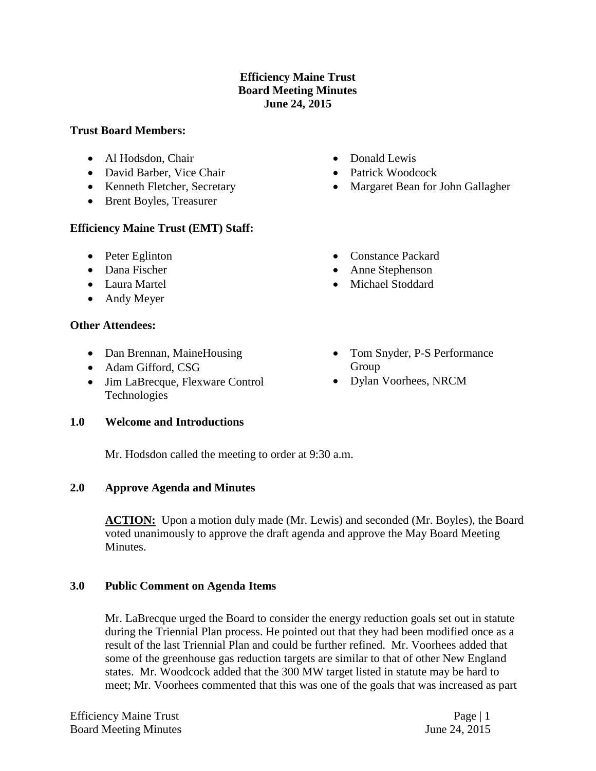**Efficiency Maine Trust**
**Board Meeting Minutes**
**June 24, 2015**

**Trust Board Members:**

- Al Hodsdon, Chair
- David Barber, Vice Chair
- Kenneth Fletcher, Secretary
- Brent Boyles, Treasurer
- Donald Lewis
- Patrick Woodcock
- Margaret Bean for John Gallagher

**Efficiency Maine Trust (EMT) Staff:**

- Peter Eglinton
- Dana Fischer
- Laura Martel
- Andy Meyer
- Constance Packard
- Anne Stephenson
- Michael Stoddard

**Other Attendees:**

- Dan Brennan, MaineHousing
- Adam Gifford, CSG
- Jim LaBrecque, Flexware Control Technologies
- Tom Snyder, P-S Performance Group
- Dylan Voorhees, NRCM

**1.0 Welcome and Introductions**

Mr. Hodsdon called the meeting to order at 9:30 a.m.

**2.0 Approve Agenda and Minutes**

**ACTION:** Upon a motion duly made (Mr. Lewis) and seconded (Mr. Boyles), the Board voted unanimously to approve the draft agenda and approve the May Board Meeting Minutes.

**3.0 Public Comment on Agenda Items**

Mr. LaBrecque urged the Board to consider the energy reduction goals set out in statute during the Triennial Plan process. He pointed out that they had been modified once as a result of the last Triennial Plan and could be further refined. Mr. Voorhees added that some of the greenhouse gas reduction targets are similar to that of other New England states. Mr. Woodcock added that the 300 MW target listed in statute may be hard to meet; Mr. Voorhees commented that this was one of the goals that was increased as part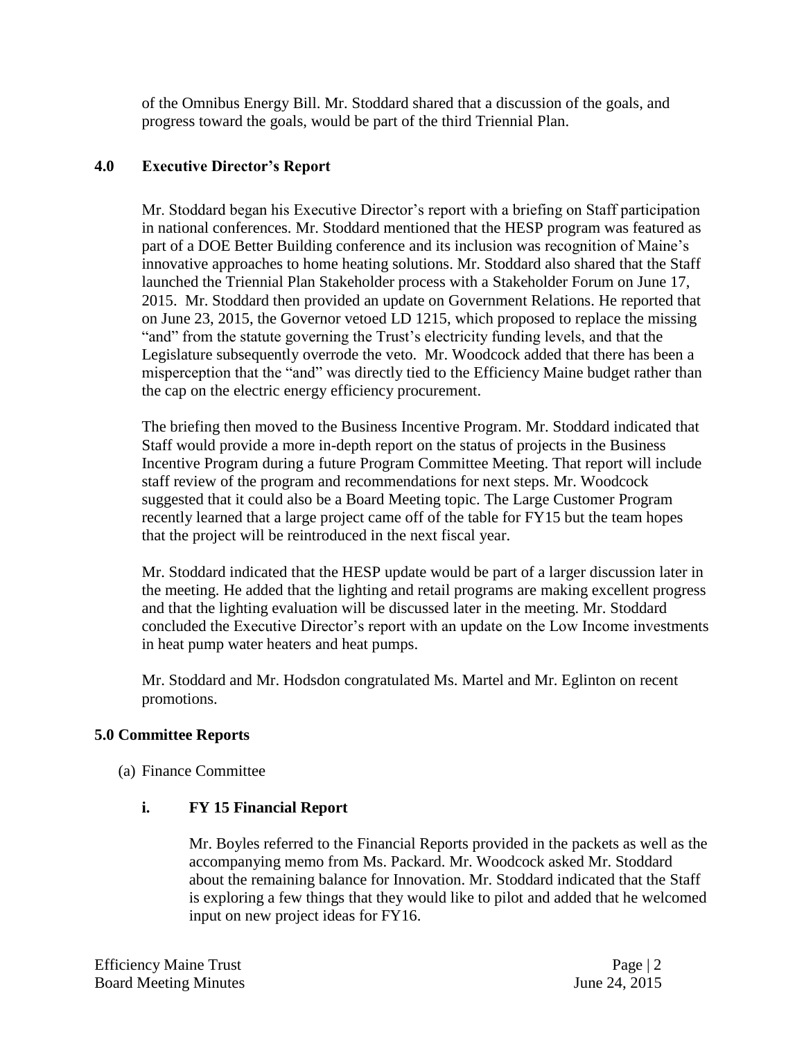of the Omnibus Energy Bill. Mr. Stoddard shared that a discussion of the goals, and progress toward the goals, would be part of the third Triennial Plan.

## 4.0 Executive Director's Report

Mr. Stoddard began his Executive Director's report with a briefing on Staff participation in national conferences. Mr. Stoddard mentioned that the HESP program was featured as part of a DOE Better Building conference and its inclusion was recognition of Maine's innovative approaches to home heating solutions. Mr. Stoddard also shared that the Staff launched the Triennial Plan Stakeholder process with a Stakeholder Forum on June 17, 2015. Mr. Stoddard then provided an update on Government Relations. He reported that on June 23, 2015, the Governor vetoed LD 1215, which proposed to replace the missing "and" from the statute governing the Trust's electricity funding levels, and that the Legislature subsequently overrode the veto. Mr. Woodcock added that there has been a misperception that the "and" was directly tied to the Efficiency Maine budget rather than the cap on the electric energy efficiency procurement.

The briefing then moved to the Business Incentive Program. Mr. Stoddard indicated that Staff would provide a more in-depth report on the status of projects in the Business Incentive Program during a future Program Committee Meeting. That report will include staff review of the program and recommendations for next steps. Mr. Woodcock suggested that it could also be a Board Meeting topic. The Large Customer Program recently learned that a large project came off of the table for FY15 but the team hopes that the project will be reintroduced in the next fiscal year.

Mr. Stoddard indicated that the HESP update would be part of a larger discussion later in the meeting. He added that the lighting and retail programs are making excellent progress and that the lighting evaluation will be discussed later in the meeting. Mr. Stoddard concluded the Executive Director's report with an update on the Low Income investments in heat pump water heaters and heat pumps.

Mr. Stoddard and Mr. Hodsdon congratulated Ms. Martel and Mr. Eglinton on recent promotions.

## 5.0 Committee Reports

(a) Finance Committee

### i. FY 15 Financial Report

Mr. Boyles referred to the Financial Reports provided in the packets as well as the accompanying memo from Ms. Packard. Mr. Woodcock asked Mr. Stoddard about the remaining balance for Innovation. Mr. Stoddard indicated that the Staff is exploring a few things that they would like to pilot and added that he welcomed input on new project ideas for FY16.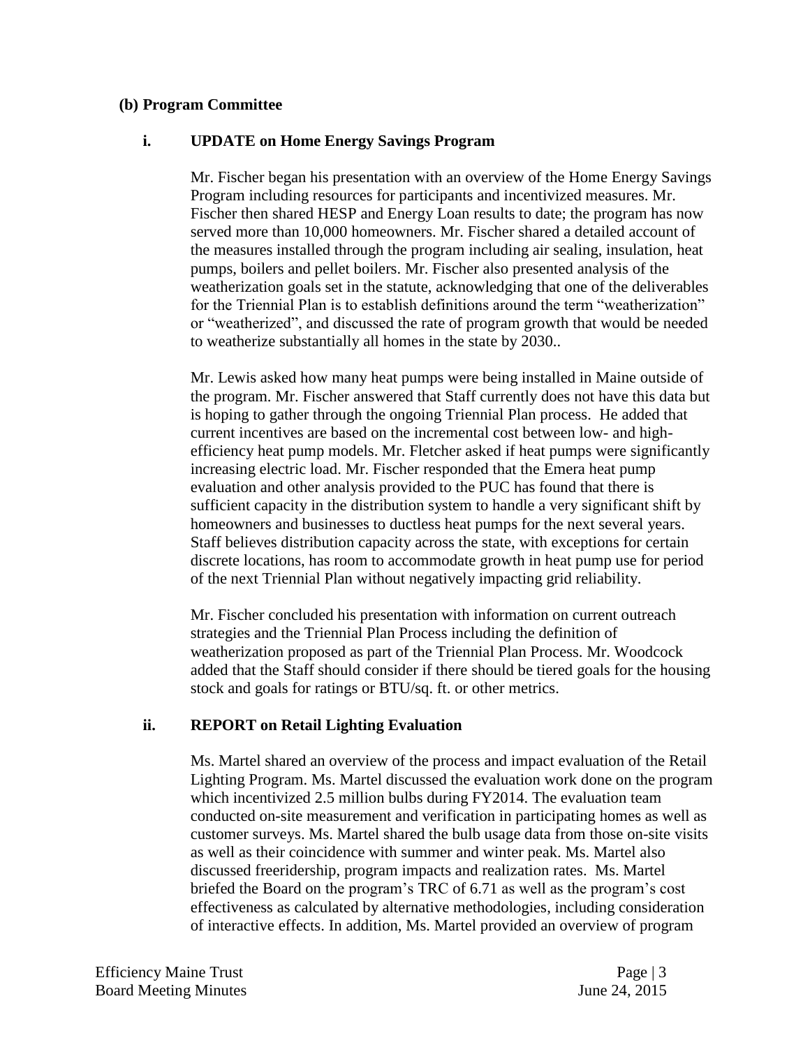**(b) Program Committee**

**i. UPDATE on Home Energy Savings Program**

Mr. Fischer began his presentation with an overview of the Home Energy Savings Program including resources for participants and incentivized measures. Mr. Fischer then shared HESP and Energy Loan results to date; the program has now served more than 10,000 homeowners. Mr. Fischer shared a detailed account of the measures installed through the program including air sealing, insulation, heat pumps, boilers and pellet boilers. Mr. Fischer also presented analysis of the weatherization goals set in the statute, acknowledging that one of the deliverables for the Triennial Plan is to establish definitions around the term "weatherization" or "weatherized", and discussed the rate of program growth that would be needed to weatherize substantially all homes in the state by 2030..

Mr. Lewis asked how many heat pumps were being installed in Maine outside of the program. Mr. Fischer answered that Staff currently does not have this data but is hoping to gather through the ongoing Triennial Plan process. He added that current incentives are based on the incremental cost between low- and high-efficiency heat pump models. Mr. Fletcher asked if heat pumps were significantly increasing electric load. Mr. Fischer responded that the Emera heat pump evaluation and other analysis provided to the PUC has found that there is sufficient capacity in the distribution system to handle a very significant shift by homeowners and businesses to ductless heat pumps for the next several years. Staff believes distribution capacity across the state, with exceptions for certain discrete locations, has room to accommodate growth in heat pump use for period of the next Triennial Plan without negatively impacting grid reliability.

Mr. Fischer concluded his presentation with information on current outreach strategies and the Triennial Plan Process including the definition of weatherization proposed as part of the Triennial Plan Process. Mr. Woodcock added that the Staff should consider if there should be tiered goals for the housing stock and goals for ratings or BTU/sq. ft. or other metrics.

**ii. REPORT on Retail Lighting Evaluation**

Ms. Martel shared an overview of the process and impact evaluation of the Retail Lighting Program. Ms. Martel discussed the evaluation work done on the program which incentivized 2.5 million bulbs during FY2014. The evaluation team conducted on-site measurement and verification in participating homes as well as customer surveys. Ms. Martel shared the bulb usage data from those on-site visits as well as their coincidence with summer and winter peak. Ms. Martel also discussed freeridership, program impacts and realization rates. Ms. Martel briefed the Board on the program's TRC of 6.71 as well as the program's cost effectiveness as calculated by alternative methodologies, including consideration of interactive effects. In addition, Ms. Martel provided an overview of program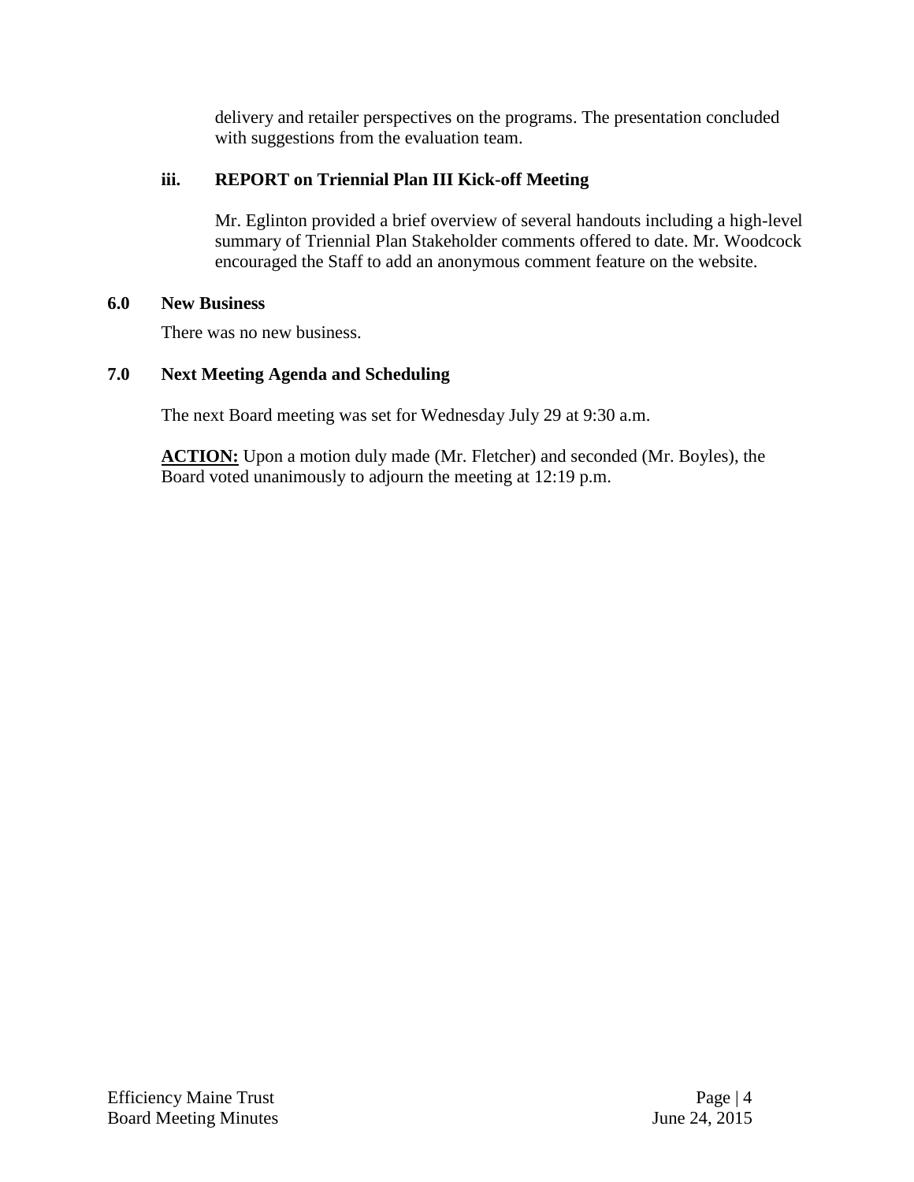delivery and retailer perspectives on the programs. The presentation concluded with suggestions from the evaluation team.

#### iii. REPORT on Triennial Plan III Kick-off Meeting

Mr. Eglinton provided a brief overview of several handouts including a high-level summary of Triennial Plan Stakeholder comments offered to date. Mr. Woodcock encouraged the Staff to add an anonymous comment feature on the website.

## 6.0 New Business

There was no new business.

## 7.0 Next Meeting Agenda and Scheduling

The next Board meeting was set for Wednesday July 29 at 9:30 a.m.

**ACTION:** Upon a motion duly made (Mr. Fletcher) and seconded (Mr. Boyles), the Board voted unanimously to adjourn the meeting at 12:19 p.m.